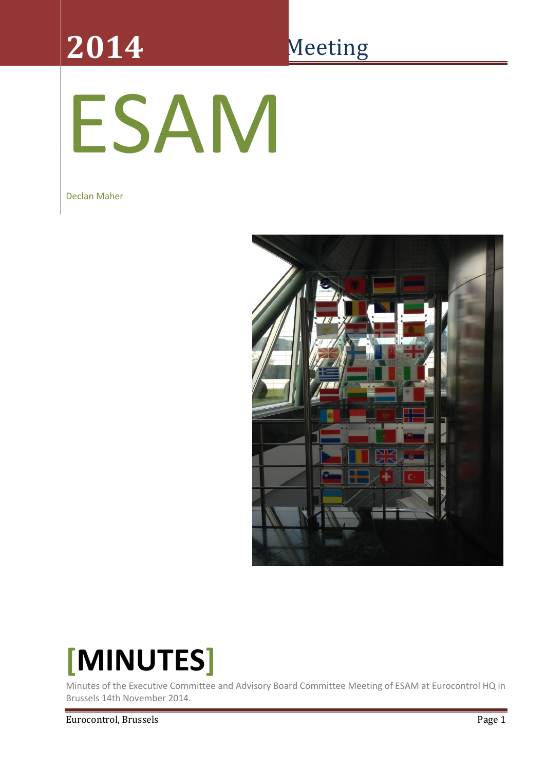# 2014 Meeting

# ESAM

Declan Maher

# [MINUTES]

Minutes of the Executive Committee and Advisory Board Committee Meeting of ESAM at Eurocontrol HQ in Brussels 14th November 2014.

Eurocontrol, Brussels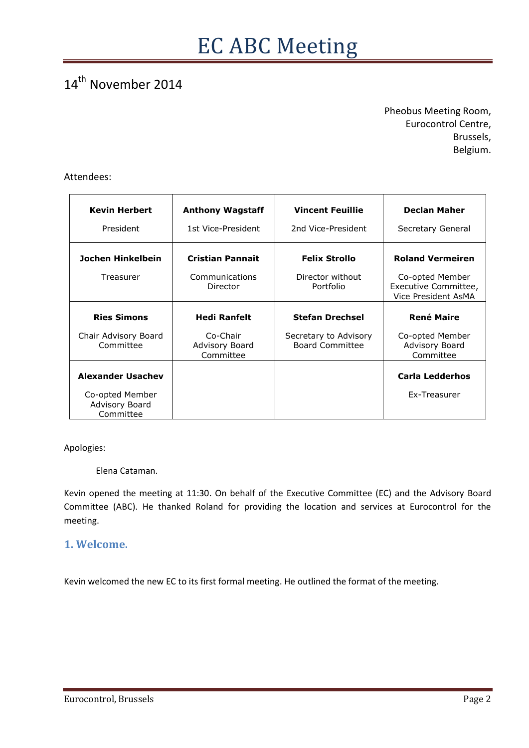# EC ABC Meeting

14th November 2014

Pheobus Meeting Room,
Eurocontrol Centre,
Brussels,
Belgium.

Attendees:

| | | | |
|---|---|---|---|
| **Kevin Herbert**<br>President | **Anthony Wagstaff**<br>1st Vice-President | **Vincent Feuillie**<br>2nd Vice-President | **Declan Maher**<br>Secretary General |
| **Jochen Hinkelbein**<br>Treasurer | **Cristian Pannait**<br>Communications Director | **Felix Strollo**<br>Director without Portfolio | **Roland Vermeiren**<br>Co-opted Member Executive Committee, Vice President AsMA |
| **Ries Simons**<br>Chair Advisory Board Committee | **Hedi Ranfelt**<br>Co-Chair Advisory Board Committee | **Stefan Drechsel**<br>Secretary to Advisory Board Committee | **René Maire**<br>Co-opted Member Advisory Board Committee |
| **Alexander Usachev**<br>Co-opted Member Advisory Board Committee | | | **Carla Ledderhos**<br>Ex-Treasurer |

Apologies:

Elena Cataman.

Kevin opened the meeting at 11:30. On behalf of the Executive Committee (EC) and the Advisory Board Committee (ABC). He thanked Roland for providing the location and services at Eurocontrol for the meeting.

## 1. Welcome.

Kevin welcomed the new EC to its first formal meeting. He outlined the format of the meeting.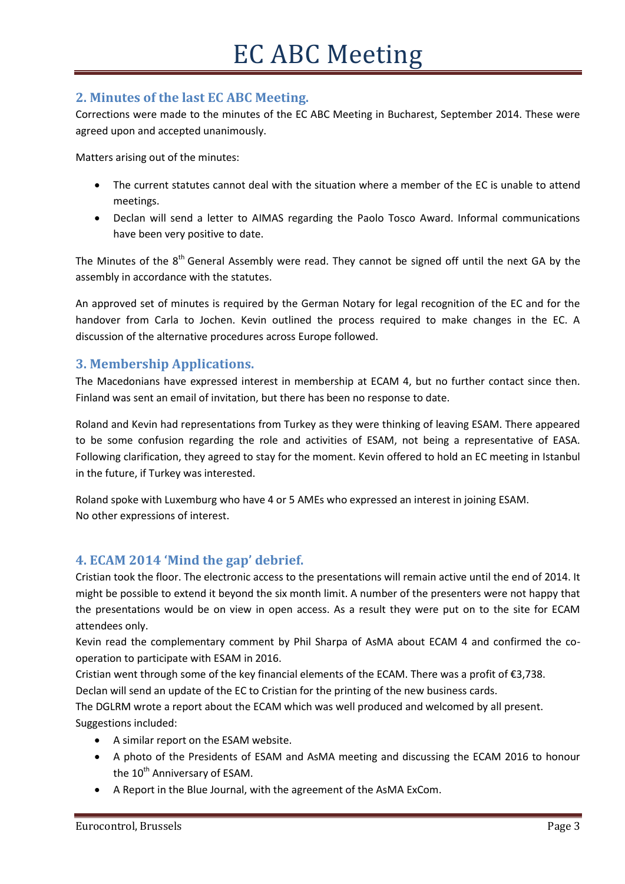## 2. Minutes of the last EC ABC Meeting.

Corrections were made to the minutes of the EC ABC Meeting in Bucharest, September 2014. These were agreed upon and accepted unanimously.

Matters arising out of the minutes:

- The current statutes cannot deal with the situation where a member of the EC is unable to attend meetings.
- Declan will send a letter to AIMAS regarding the Paolo Tosco Award. Informal communications have been very positive to date.

The Minutes of the 8th General Assembly were read. They cannot be signed off until the next GA by the assembly in accordance with the statutes.

An approved set of minutes is required by the German Notary for legal recognition of the EC and for the handover from Carla to Jochen. Kevin outlined the process required to make changes in the EC. A discussion of the alternative procedures across Europe followed.

## 3. Membership Applications.

The Macedonians have expressed interest in membership at ECAM 4, but no further contact since then. Finland was sent an email of invitation, but there has been no response to date.

Roland and Kevin had representations from Turkey as they were thinking of leaving ESAM. There appeared to be some confusion regarding the role and activities of ESAM, not being a representative of EASA. Following clarification, they agreed to stay for the moment. Kevin offered to hold an EC meeting in Istanbul in the future, if Turkey was interested.

Roland spoke with Luxemburg who have 4 or 5 AMEs who expressed an interest in joining ESAM.
No other expressions of interest.

## 4. ECAM 2014 'Mind the gap' debrief.

Cristian took the floor. The electronic access to the presentations will remain active until the end of 2014. It might be possible to extend it beyond the six month limit. A number of the presenters were not happy that the presentations would be on view in open access. As a result they were put on to the site for ECAM attendees only.

Kevin read the complementary comment by Phil Sharpa of AsMA about ECAM 4 and confirmed the co-operation to participate with ESAM in 2016.

Cristian went through some of the key financial elements of the ECAM. There was a profit of €3,738.

Declan will send an update of the EC to Cristian for the printing of the new business cards.

The DGLRM wrote a report about the ECAM which was well produced and welcomed by all present.

Suggestions included:

- A similar report on the ESAM website.
- A photo of the Presidents of ESAM and AsMA meeting and discussing the ECAM 2016 to honour the 10th Anniversary of ESAM.
- A Report in the Blue Journal, with the agreement of the AsMA ExCom.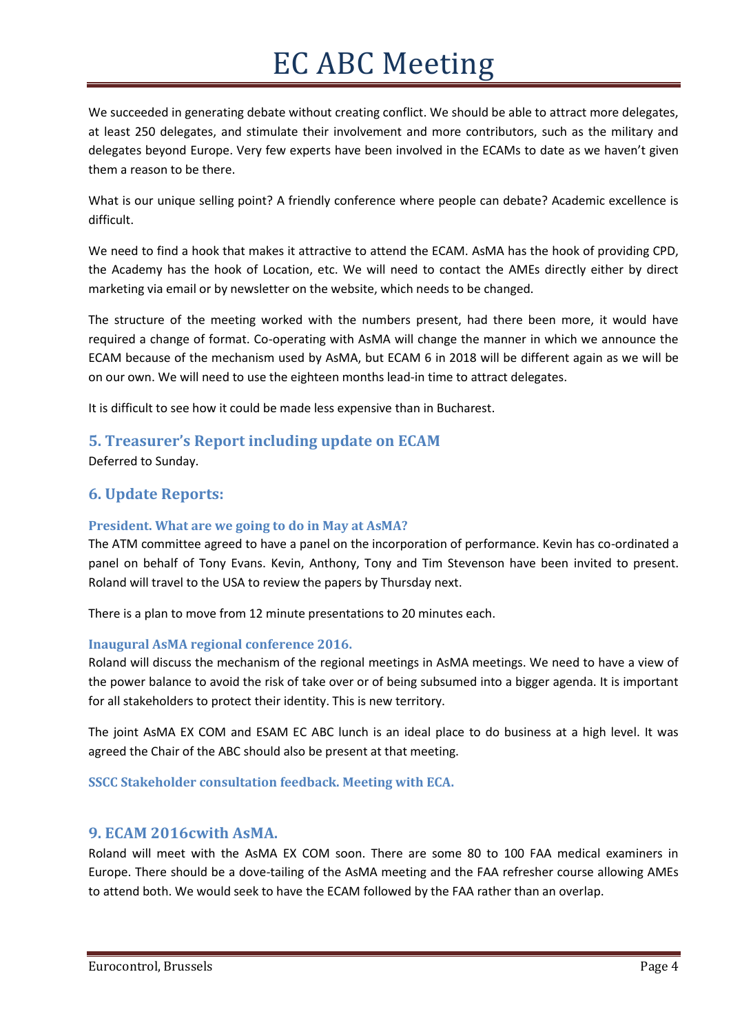We succeeded in generating debate without creating conflict. We should be able to attract more delegates, at least 250 delegates, and stimulate their involvement and more contributors, such as the military and delegates beyond Europe. Very few experts have been involved in the ECAMs to date as we haven't given them a reason to be there.

What is our unique selling point? A friendly conference where people can debate? Academic excellence is difficult.

We need to find a hook that makes it attractive to attend the ECAM. AsMA has the hook of providing CPD, the Academy has the hook of Location, etc. We will need to contact the AMEs directly either by direct marketing via email or by newsletter on the website, which needs to be changed.

The structure of the meeting worked with the numbers present, had there been more, it would have required a change of format. Co-operating with AsMA will change the manner in which we announce the ECAM because of the mechanism used by AsMA, but ECAM 6 in 2018 will be different again as we will be on our own. We will need to use the eighteen months lead-in time to attract delegates.

It is difficult to see how it could be made less expensive than in Bucharest.

## 5. Treasurer's Report including update on ECAM

Deferred to Sunday.

## 6. Update Reports:

### President. What are we going to do in May at AsMA?

The ATM committee agreed to have a panel on the incorporation of performance. Kevin has co-ordinated a panel on behalf of Tony Evans. Kevin, Anthony, Tony and Tim Stevenson have been invited to present. Roland will travel to the USA to review the papers by Thursday next.

There is a plan to move from 12 minute presentations to 20 minutes each.

### Inaugural AsMA regional conference 2016.

Roland will discuss the mechanism of the regional meetings in AsMA meetings. We need to have a view of the power balance to avoid the risk of take over or of being subsumed into a bigger agenda. It is important for all stakeholders to protect their identity. This is new territory.

The joint AsMA EX COM and ESAM EC ABC lunch is an ideal place to do business at a high level. It was agreed the Chair of the ABC should also be present at that meeting.

### SSCC Stakeholder consultation feedback. Meeting with ECA.

## 9. ECAM 2016cwith AsMA.

Roland will meet with the AsMA EX COM soon. There are some 80 to 100 FAA medical examiners in Europe. There should be a dove-tailing of the AsMA meeting and the FAA refresher course allowing AMEs to attend both. We would seek to have the ECAM followed by the FAA rather than an overlap.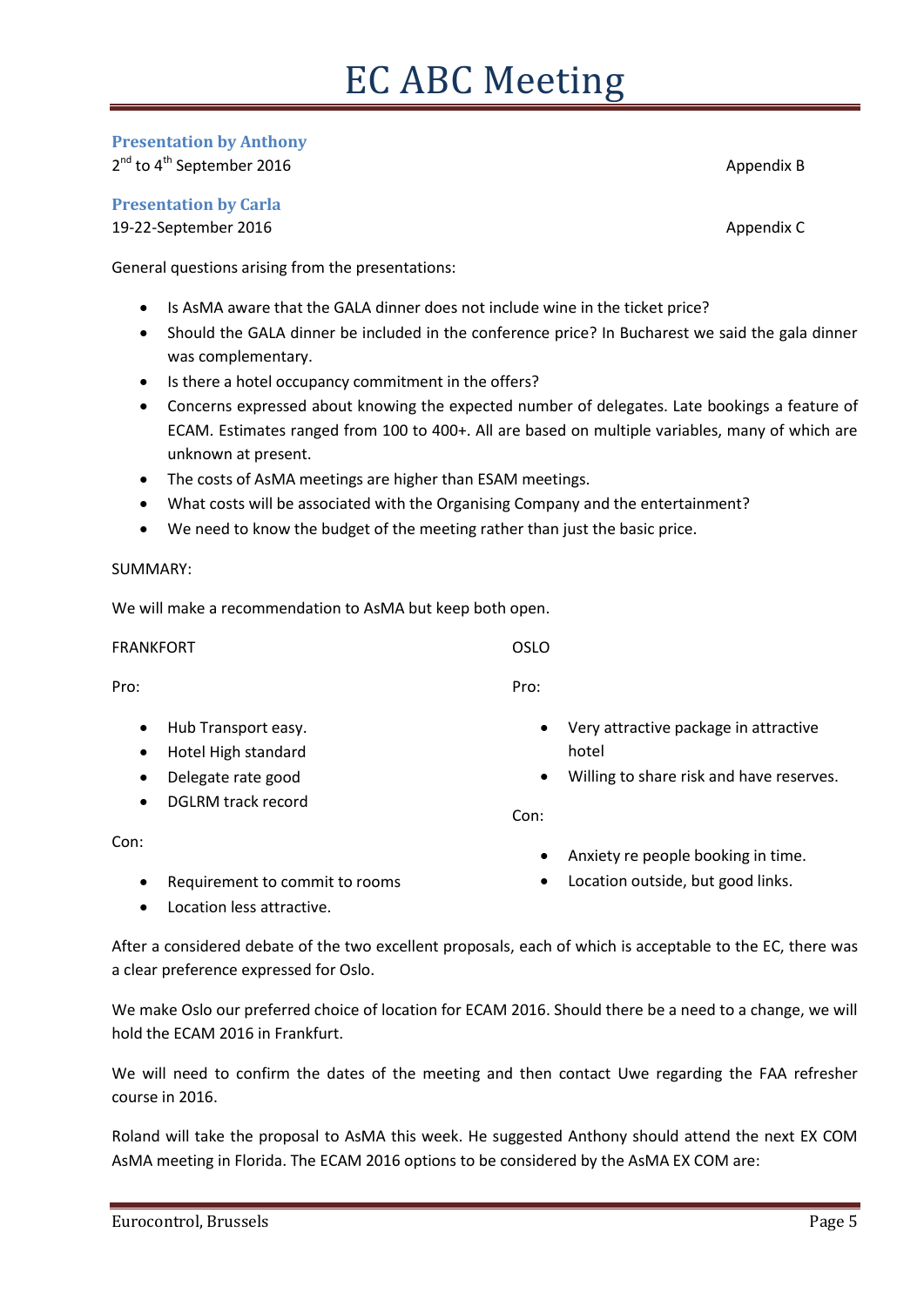### Presentation by Anthony

2nd to 4th September 2016 Appendix B

### Presentation by Carla

19-22-September 2016 Appendix C

General questions arising from the presentations:

- Is AsMA aware that the GALA dinner does not include wine in the ticket price?
- Should the GALA dinner be included in the conference price? In Bucharest we said the gala dinner was complementary.
- Is there a hotel occupancy commitment in the offers?
- Concerns expressed about knowing the expected number of delegates. Late bookings a feature of ECAM. Estimates ranged from 100 to 400+. All are based on multiple variables, many of which are unknown at present.
- The costs of AsMA meetings are higher than ESAM meetings.
- What costs will be associated with the Organising Company and the entertainment?
- We need to know the budget of the meeting rather than just the basic price.

SUMMARY:

We will make a recommendation to AsMA but keep both open.

FRANKFORT

Pro:

- Hub Transport easy.
- Hotel High standard
- Delegate rate good
- DGLRM track record

Con:

- Requirement to commit to rooms
- Location less attractive.

OSLO

Pro:

- Very attractive package in attractive hotel
- Willing to share risk and have reserves.

Con:

- Anxiety re people booking in time.
- Location outside, but good links.

After a considered debate of the two excellent proposals, each of which is acceptable to the EC, there was a clear preference expressed for Oslo.

We make Oslo our preferred choice of location for ECAM 2016. Should there be a need to a change, we will hold the ECAM 2016 in Frankfurt.

We will need to confirm the dates of the meeting and then contact Uwe regarding the FAA refresher course in 2016.

Roland will take the proposal to AsMA this week. He suggested Anthony should attend the next EX COM AsMA meeting in Florida. The ECAM 2016 options to be considered by the AsMA EX COM are: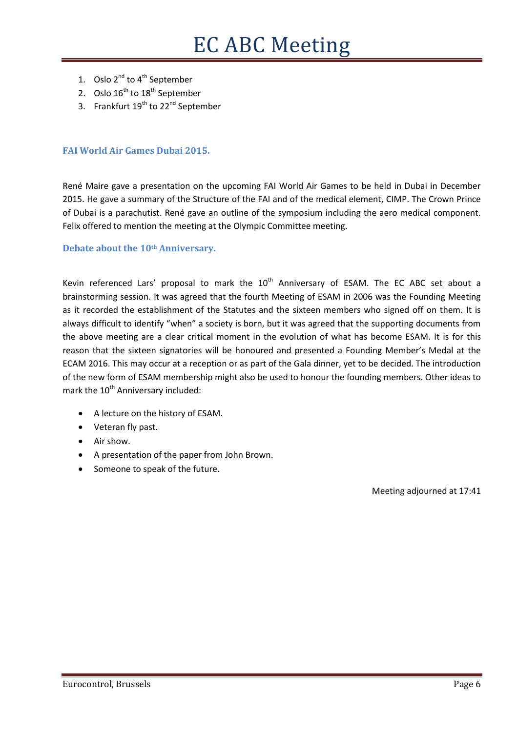1. Oslo 2nd to 4th September
2. Oslo 16th to 18th September
3. Frankfurt 19th to 22nd September

### FAI World Air Games Dubai 2015.

René Maire gave a presentation on the upcoming FAI World Air Games to be held in Dubai in December 2015. He gave a summary of the Structure of the FAI and of the medical element, CIMP. The Crown Prince of Dubai is a parachutist. René gave an outline of the symposium including the aero medical component. Felix offered to mention the meeting at the Olympic Committee meeting.

### Debate about the 10th Anniversary.

Kevin referenced Lars' proposal to mark the 10th Anniversary of ESAM. The EC ABC set about a brainstorming session. It was agreed that the fourth Meeting of ESAM in 2006 was the Founding Meeting as it recorded the establishment of the Statutes and the sixteen members who signed off on them. It is always difficult to identify "when" a society is born, but it was agreed that the supporting documents from the above meeting are a clear critical moment in the evolution of what has become ESAM. It is for this reason that the sixteen signatories will be honoured and presented a Founding Member's Medal at the ECAM 2016. This may occur at a reception or as part of the Gala dinner, yet to be decided. The introduction of the new form of ESAM membership might also be used to honour the founding members. Other ideas to mark the 10th Anniversary included:

- A lecture on the history of ESAM.
- Veteran fly past.
- Air show.
- A presentation of the paper from John Brown.
- Someone to speak of the future.

Meeting adjourned at 17:41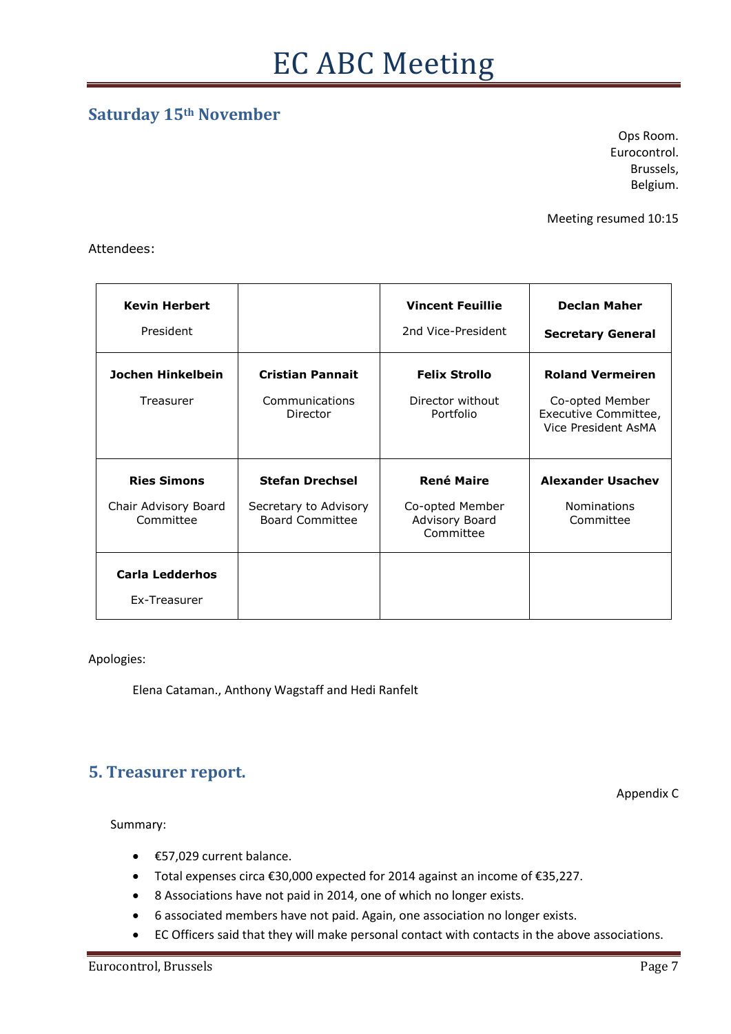# EC ABC Meeting

## Saturday 15th November

Ops Room.
Eurocontrol.
Brussels,
Belgium.

Meeting resumed 10:15

Attendees:

| | | | |
|---|---|---|---|
| **Kevin Herbert**<br>President | | **Vincent Feuillie**<br>2nd Vice-President | **Declan Maher**<br>**Secretary General** |
| **Jochen Hinkelbein**<br>Treasurer | **Cristian Pannait**<br>Communications Director | **Felix Strollo**<br>Director without Portfolio | **Roland Vermeiren**<br>Co-opted Member Executive Committee, Vice President AsMA |
| **Ries Simons**<br>Chair Advisory Board Committee | **Stefan Drechsel**<br>Secretary to Advisory Board Committee | **René Maire**<br>Co-opted Member Advisory Board Committee | **Alexander Usachev**<br>Nominations Committee |
| **Carla Ledderhos**<br>Ex-Treasurer | | | |

Apologies:

Elena Cataman., Anthony Wagstaff and Hedi Ranfelt

## 5. Treasurer report.

Appendix C

Summary:

- €57,029 current balance.
- Total expenses circa €30,000 expected for 2014 against an income of €35,227.
- 8 Associations have not paid in 2014, one of which no longer exists.
- 6 associated members have not paid. Again, one association no longer exists.
- EC Officers said that they will make personal contact with contacts in the above associations.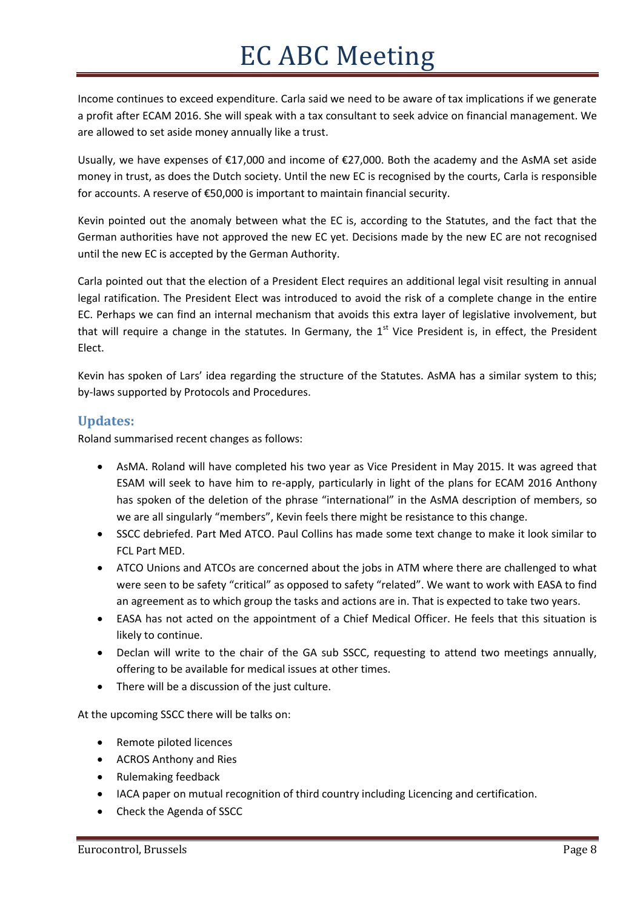Income continues to exceed expenditure. Carla said we need to be aware of tax implications if we generate a profit after ECAM 2016. She will speak with a tax consultant to seek advice on financial management. We are allowed to set aside money annually like a trust.

Usually, we have expenses of €17,000 and income of €27,000. Both the academy and the AsMA set aside money in trust, as does the Dutch society. Until the new EC is recognised by the courts, Carla is responsible for accounts. A reserve of €50,000 is important to maintain financial security.

Kevin pointed out the anomaly between what the EC is, according to the Statutes, and the fact that the German authorities have not approved the new EC yet. Decisions made by the new EC are not recognised until the new EC is accepted by the German Authority.

Carla pointed out that the election of a President Elect requires an additional legal visit resulting in annual legal ratification. The President Elect was introduced to avoid the risk of a complete change in the entire EC. Perhaps we can find an internal mechanism that avoids this extra layer of legislative involvement, but that will require a change in the statutes. In Germany, the 1st Vice President is, in effect, the President Elect.

Kevin has spoken of Lars' idea regarding the structure of the Statutes. AsMA has a similar system to this; by-laws supported by Protocols and Procedures.

## Updates:

Roland summarised recent changes as follows:

- AsMA. Roland will have completed his two year as Vice President in May 2015. It was agreed that ESAM will seek to have him to re-apply, particularly in light of the plans for ECAM 2016 Anthony has spoken of the deletion of the phrase "international" in the AsMA description of members, so we are all singularly "members", Kevin feels there might be resistance to this change.
- SSCC debriefed. Part Med ATCO. Paul Collins has made some text change to make it look similar to FCL Part MED.
- ATCO Unions and ATCOs are concerned about the jobs in ATM where there are challenged to what were seen to be safety "critical" as opposed to safety "related". We want to work with EASA to find an agreement as to which group the tasks and actions are in. That is expected to take two years.
- EASA has not acted on the appointment of a Chief Medical Officer. He feels that this situation is likely to continue.
- Declan will write to the chair of the GA sub SSCC, requesting to attend two meetings annually, offering to be available for medical issues at other times.
- There will be a discussion of the just culture.

At the upcoming SSCC there will be talks on:

- Remote piloted licences
- ACROS Anthony and Ries
- Rulemaking feedback
- IACA paper on mutual recognition of third country including Licencing and certification.
- Check the Agenda of SSCC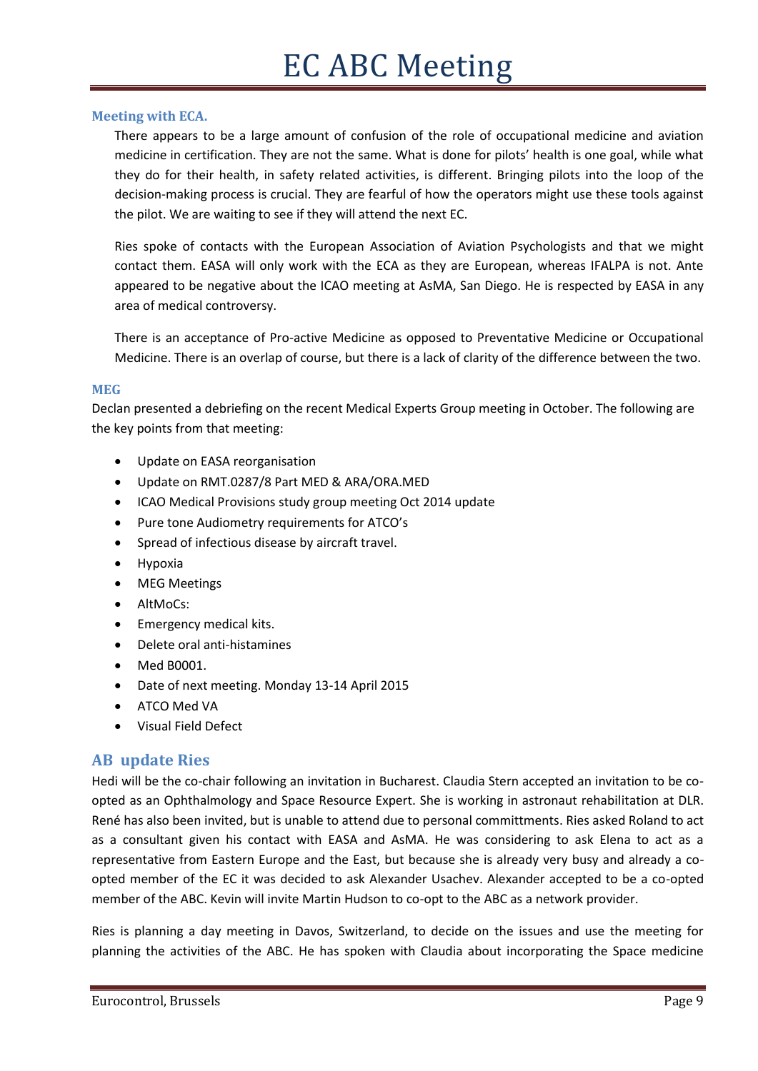### Meeting with ECA.

There appears to be a large amount of confusion of the role of occupational medicine and aviation medicine in certification. They are not the same. What is done for pilots' health is one goal, while what they do for their health, in safety related activities, is different. Bringing pilots into the loop of the decision-making process is crucial. They are fearful of how the operators might use these tools against the pilot. We are waiting to see if they will attend the next EC.

Ries spoke of contacts with the European Association of Aviation Psychologists and that we might contact them. EASA will only work with the ECA as they are European, whereas IFALPA is not. Ante appeared to be negative about the ICAO meeting at AsMA, San Diego. He is respected by EASA in any area of medical controversy.

There is an acceptance of Pro-active Medicine as opposed to Preventative Medicine or Occupational Medicine. There is an overlap of course, but there is a lack of clarity of the difference between the two.

### MEG

Declan presented a debriefing on the recent Medical Experts Group meeting in October. The following are the key points from that meeting:

- Update on EASA reorganisation
- Update on RMT.0287/8 Part MED & ARA/ORA.MED
- ICAO Medical Provisions study group meeting Oct 2014 update
- Pure tone Audiometry requirements for ATCO's
- Spread of infectious disease by aircraft travel.
- Hypoxia
- MEG Meetings
- AltMoCs:
- Emergency medical kits.
- Delete oral anti-histamines
- Med B0001.
- Date of next meeting. Monday 13-14 April 2015
- ATCO Med VA
- Visual Field Defect

## AB update Ries

Hedi will be the co-chair following an invitation in Bucharest. Claudia Stern accepted an invitation to be co-opted as an Ophthalmology and Space Resource Expert. She is working in astronaut rehabilitation at DLR. René has also been invited, but is unable to attend due to personal committments. Ries asked Roland to act as a consultant given his contact with EASA and AsMA. He was considering to ask Elena to act as a representative from Eastern Europe and the East, but because she is already very busy and already a co-opted member of the EC it was decided to ask Alexander Usachev. Alexander accepted to be a co-opted member of the ABC. Kevin will invite Martin Hudson to co-opt to the ABC as a network provider.

Ries is planning a day meeting in Davos, Switzerland, to decide on the issues and use the meeting for planning the activities of the ABC. He has spoken with Claudia about incorporating the Space medicine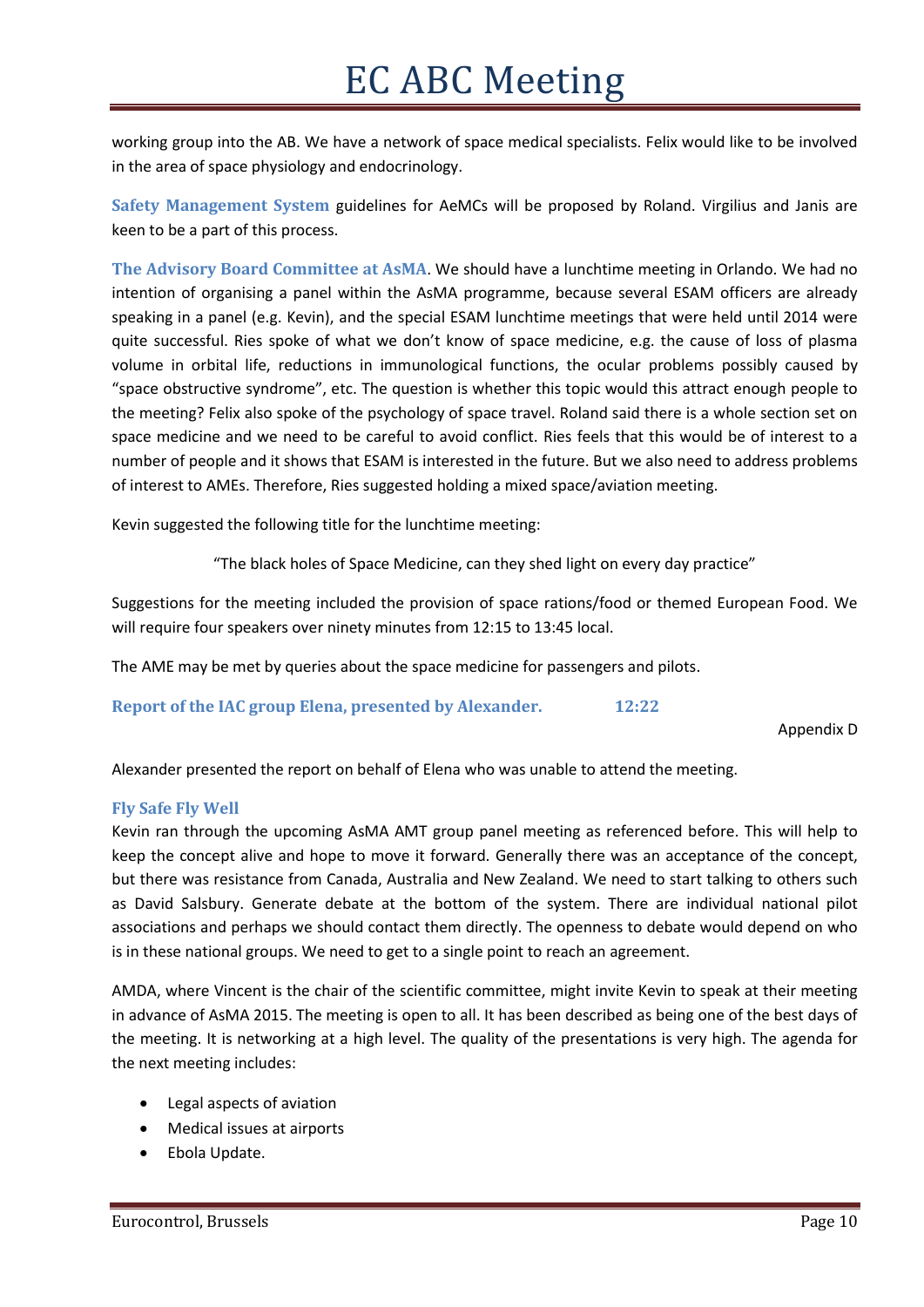working group into the AB. We have a network of space medical specialists. Felix would like to be involved in the area of space physiology and endocrinology.

**Safety Management System** guidelines for AeMCs will be proposed by Roland. Virgilius and Janis are keen to be a part of this process.

**The Advisory Board Committee at AsMA**. We should have a lunchtime meeting in Orlando. We had no intention of organising a panel within the AsMA programme, because several ESAM officers are already speaking in a panel (e.g. Kevin), and the special ESAM lunchtime meetings that were held until 2014 were quite successful. Ries spoke of what we don't know of space medicine, e.g. the cause of loss of plasma volume in orbital life, reductions in immunological functions, the ocular problems possibly caused by "space obstructive syndrome", etc. The question is whether this topic would this attract enough people to the meeting? Felix also spoke of the psychology of space travel. Roland said there is a whole section set on space medicine and we need to be careful to avoid conflict. Ries feels that this would be of interest to a number of people and it shows that ESAM is interested in the future. But we also need to address problems of interest to AMEs. Therefore, Ries suggested holding a mixed space/aviation meeting.

Kevin suggested the following title for the lunchtime meeting:

"The black holes of Space Medicine, can they shed light on every day practice"

Suggestions for the meeting included the provision of space rations/food or themed European Food. We will require four speakers over ninety minutes from 12:15 to 13:45 local.

The AME may be met by queries about the space medicine for passengers and pilots.

### Report of the IAC group Elena, presented by Alexander. 12:22

Appendix D

Alexander presented the report on behalf of Elena who was unable to attend the meeting.

### Fly Safe Fly Well

Kevin ran through the upcoming AsMA AMT group panel meeting as referenced before. This will help to keep the concept alive and hope to move it forward. Generally there was an acceptance of the concept, but there was resistance from Canada, Australia and New Zealand. We need to start talking to others such as David Salsbury. Generate debate at the bottom of the system. There are individual national pilot associations and perhaps we should contact them directly. The openness to debate would depend on who is in these national groups. We need to get to a single point to reach an agreement.

AMDA, where Vincent is the chair of the scientific committee, might invite Kevin to speak at their meeting in advance of AsMA 2015. The meeting is open to all. It has been described as being one of the best days of the meeting. It is networking at a high level. The quality of the presentations is very high. The agenda for the next meeting includes:

- Legal aspects of aviation
- Medical issues at airports
- Ebola Update.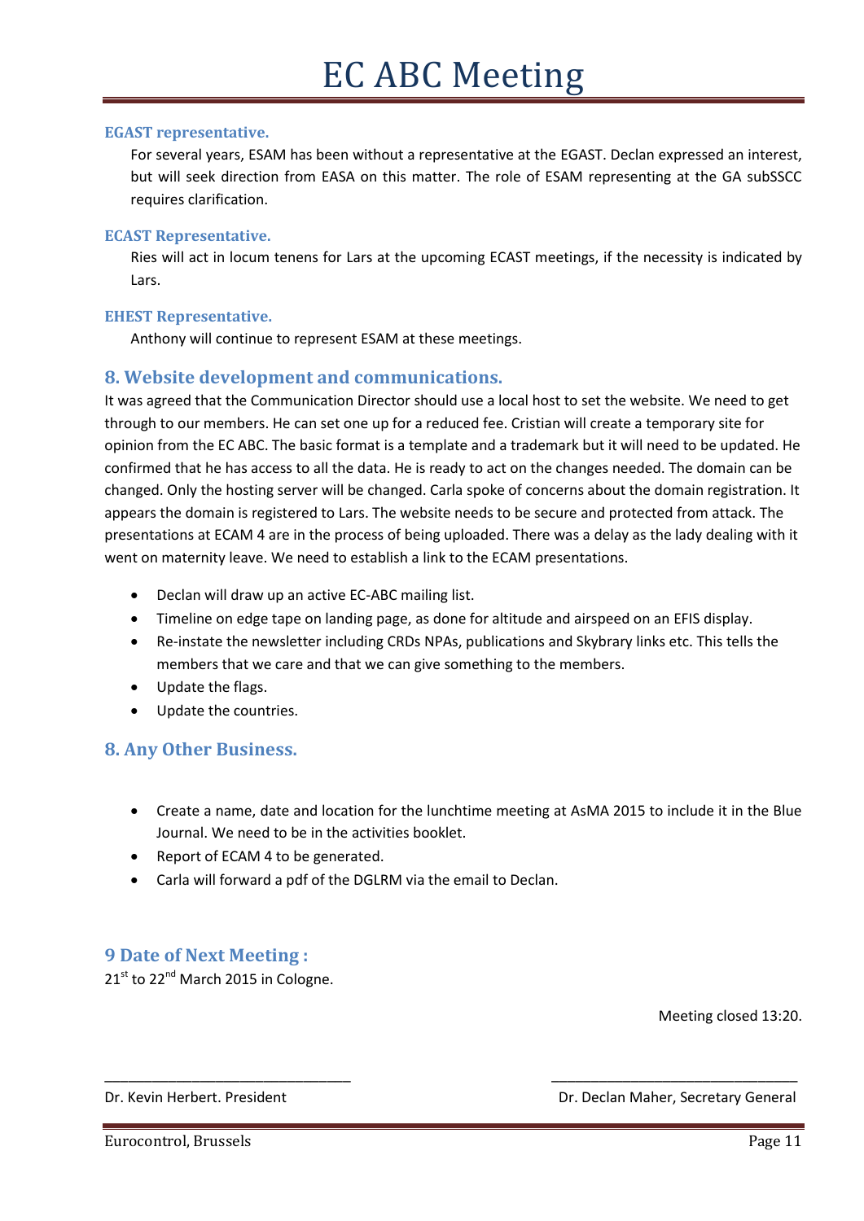### EGAST representative.

For several years, ESAM has been without a representative at the EGAST. Declan expressed an interest, but will seek direction from EASA on this matter. The role of ESAM representing at the GA subSSCC requires clarification.

### ECAST Representative.

Ries will act in locum tenens for Lars at the upcoming ECAST meetings, if the necessity is indicated by Lars.

### EHEST Representative.

Anthony will continue to represent ESAM at these meetings.

## 8. Website development and communications.

It was agreed that the Communication Director should use a local host to set the website. We need to get through to our members. He can set one up for a reduced fee. Cristian will create a temporary site for opinion from the EC ABC. The basic format is a template and a trademark but it will need to be updated. He confirmed that he has access to all the data. He is ready to act on the changes needed. The domain can be changed. Only the hosting server will be changed. Carla spoke of concerns about the domain registration. It appears the domain is registered to Lars. The website needs to be secure and protected from attack. The presentations at ECAM 4 are in the process of being uploaded. There was a delay as the lady dealing with it went on maternity leave. We need to establish a link to the ECAM presentations.

- Declan will draw up an active EC-ABC mailing list.
- Timeline on edge tape on landing page, as done for altitude and airspeed on an EFIS display.
- Re-instate the newsletter including CRDs NPAs, publications and Skybrary links etc. This tells the members that we care and that we can give something to the members.
- Update the flags.
- Update the countries.

## 8. Any Other Business.

- Create a name, date and location for the lunchtime meeting at AsMA 2015 to include it in the Blue Journal. We need to be in the activities booklet.
- Report of ECAM 4 to be generated.
- Carla will forward a pdf of the DGLRM via the email to Declan.

## 9 Date of Next Meeting :

21st to 22nd March 2015 in Cologne.

Meeting closed 13:20.

\_\_\_\_\_\_\_\_\_\_\_\_\_\_\_\_\_\_\_\_\_\_\_\_\_\_\_\_\_\_\_\_ &nbsp;&nbsp;&nbsp;&nbsp; \_\_\_\_\_\_\_\_\_\_\_\_\_\_\_\_\_\_\_\_\_\_\_\_\_\_\_\_\_\_\_\_

Dr. Kevin Herbert. President

Dr. Declan Maher, Secretary General